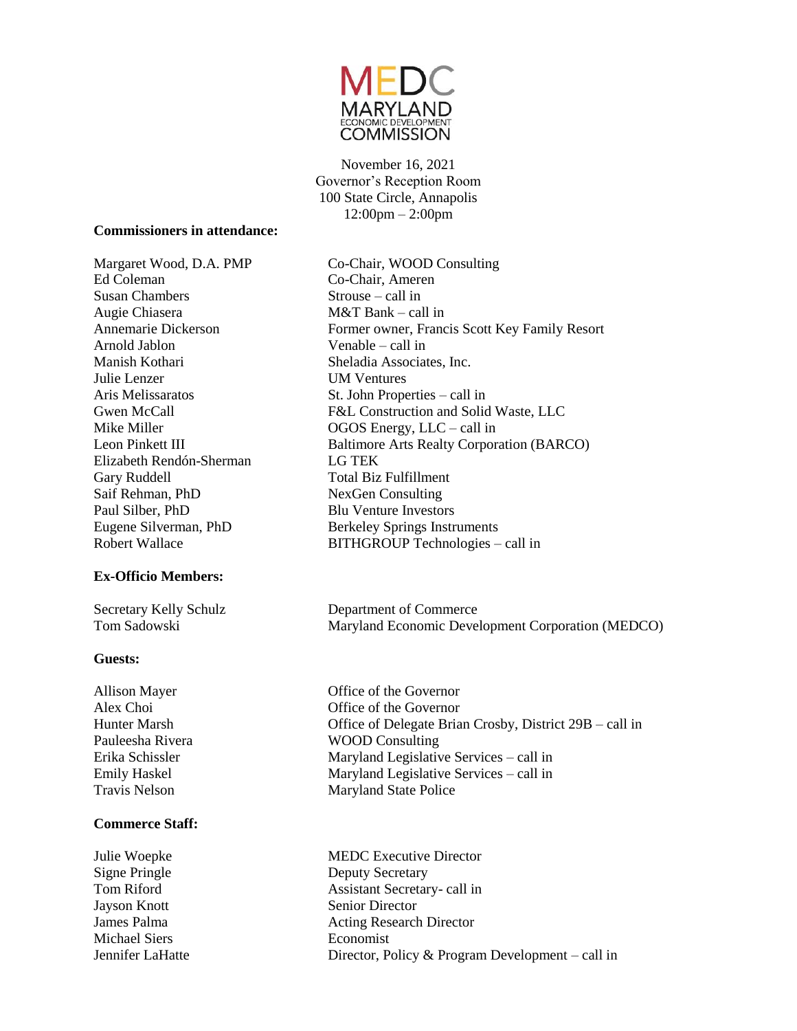# MEDC MARYLAND ECONOMIC DEVELOPMENT COMMISSION

November 16, 2021
Governor's Reception Room
100 State Circle, Annapolis
12:00pm – 2:00pm

**Commissioners in attendance:**

| | |
|---|---|
| Margaret Wood, D.A. PMP | Co-Chair, WOOD Consulting |
| Ed Coleman | Co-Chair, Ameren |
| Susan Chambers | Strouse – call in |
| Augie Chiasera | M&T Bank – call in |
| Annemarie Dickerson | Former owner, Francis Scott Key Family Resort |
| Arnold Jablon | Venable – call in |
| Manish Kothari | Sheladia Associates, Inc. |
| Julie Lenzer | UM Ventures |
| Aris Melissaratos | St. John Properties – call in |
| Gwen McCall | F&L Construction and Solid Waste, LLC |
| Mike Miller | OGOS Energy, LLC – call in |
| Leon Pinkett III | Baltimore Arts Realty Corporation (BARCO) |
| Elizabeth Rendón-Sherman | LG TEK |
| Gary Ruddell | Total Biz Fulfillment |
| Saif Rehman, PhD | NexGen Consulting |
| Paul Silber, PhD | Blu Venture Investors |
| Eugene Silverman, PhD | Berkeley Springs Instruments |
| Robert Wallace | BITHGROUP Technologies – call in |

**Ex-Officio Members:**

| | |
|---|---|
| Secretary Kelly Schulz | Department of Commerce |
| Tom Sadowski | Maryland Economic Development Corporation (MEDCO) |

**Guests:**

| | |
|---|---|
| Allison Mayer | Office of the Governor |
| Alex Choi | Office of the Governor |
| Hunter Marsh | Office of Delegate Brian Crosby, District 29B – call in |
| Pauleesha Rivera | WOOD Consulting |
| Erika Schissler | Maryland Legislative Services – call in |
| Emily Haskel | Maryland Legislative Services – call in |
| Travis Nelson | Maryland State Police |

**Commerce Staff:**

| | |
|---|---|
| Julie Woepke | MEDC Executive Director |
| Signe Pringle | Deputy Secretary |
| Tom Riford | Assistant Secretary- call in |
| Jayson Knott | Senior Director |
| James Palma | Acting Research Director |
| Michael Siers | Economist |
| Jennifer LaHatte | Director, Policy & Program Development – call in |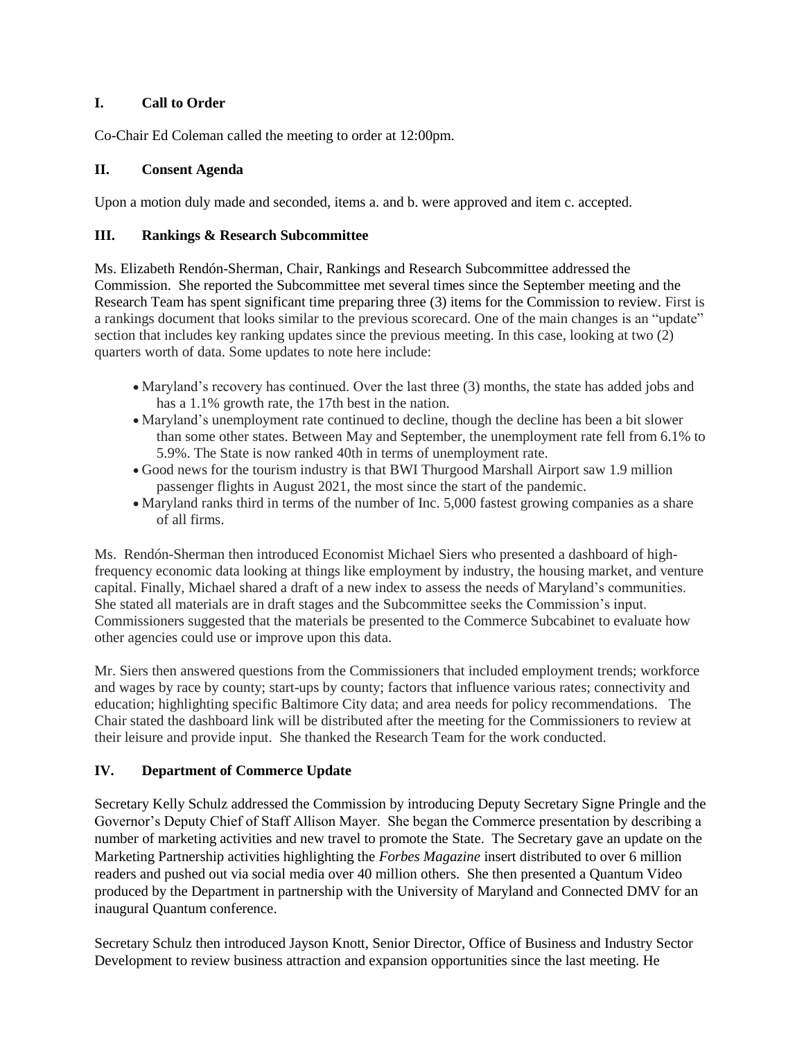## I. Call to Order

Co-Chair Ed Coleman called the meeting to order at 12:00pm.

## II. Consent Agenda

Upon a motion duly made and seconded, items a. and b. were approved and item c. accepted.

## III. Rankings & Research Subcommittee

Ms. Elizabeth Rendón-Sherman, Chair, Rankings and Research Subcommittee addressed the Commission. She reported the Subcommittee met several times since the September meeting and the Research Team has spent significant time preparing three (3) items for the Commission to review. First is a rankings document that looks similar to the previous scorecard. One of the main changes is an "update" section that includes key ranking updates since the previous meeting. In this case, looking at two (2) quarters worth of data. Some updates to note here include:

- Maryland's recovery has continued. Over the last three (3) months, the state has added jobs and has a 1.1% growth rate, the 17th best in the nation.
- Maryland's unemployment rate continued to decline, though the decline has been a bit slower than some other states. Between May and September, the unemployment rate fell from 6.1% to 5.9%. The State is now ranked 40th in terms of unemployment rate.
- Good news for the tourism industry is that BWI Thurgood Marshall Airport saw 1.9 million passenger flights in August 2021, the most since the start of the pandemic.
- Maryland ranks third in terms of the number of Inc. 5,000 fastest growing companies as a share of all firms.

Ms. Rendón-Sherman then introduced Economist Michael Siers who presented a dashboard of high-frequency economic data looking at things like employment by industry, the housing market, and venture capital. Finally, Michael shared a draft of a new index to assess the needs of Maryland's communities. She stated all materials are in draft stages and the Subcommittee seeks the Commission's input. Commissioners suggested that the materials be presented to the Commerce Subcabinet to evaluate how other agencies could use or improve upon this data.

Mr. Siers then answered questions from the Commissioners that included employment trends; workforce and wages by race by county; start-ups by county; factors that influence various rates; connectivity and education; highlighting specific Baltimore City data; and area needs for policy recommendations. The Chair stated the dashboard link will be distributed after the meeting for the Commissioners to review at their leisure and provide input. She thanked the Research Team for the work conducted.

## IV. Department of Commerce Update

Secretary Kelly Schulz addressed the Commission by introducing Deputy Secretary Signe Pringle and the Governor's Deputy Chief of Staff Allison Mayer. She began the Commerce presentation by describing a number of marketing activities and new travel to promote the State. The Secretary gave an update on the Marketing Partnership activities highlighting the *Forbes Magazine* insert distributed to over 6 million readers and pushed out via social media over 40 million others. She then presented a Quantum Video produced by the Department in partnership with the University of Maryland and Connected DMV for an inaugural Quantum conference.

Secretary Schulz then introduced Jayson Knott, Senior Director, Office of Business and Industry Sector Development to review business attraction and expansion opportunities since the last meeting. He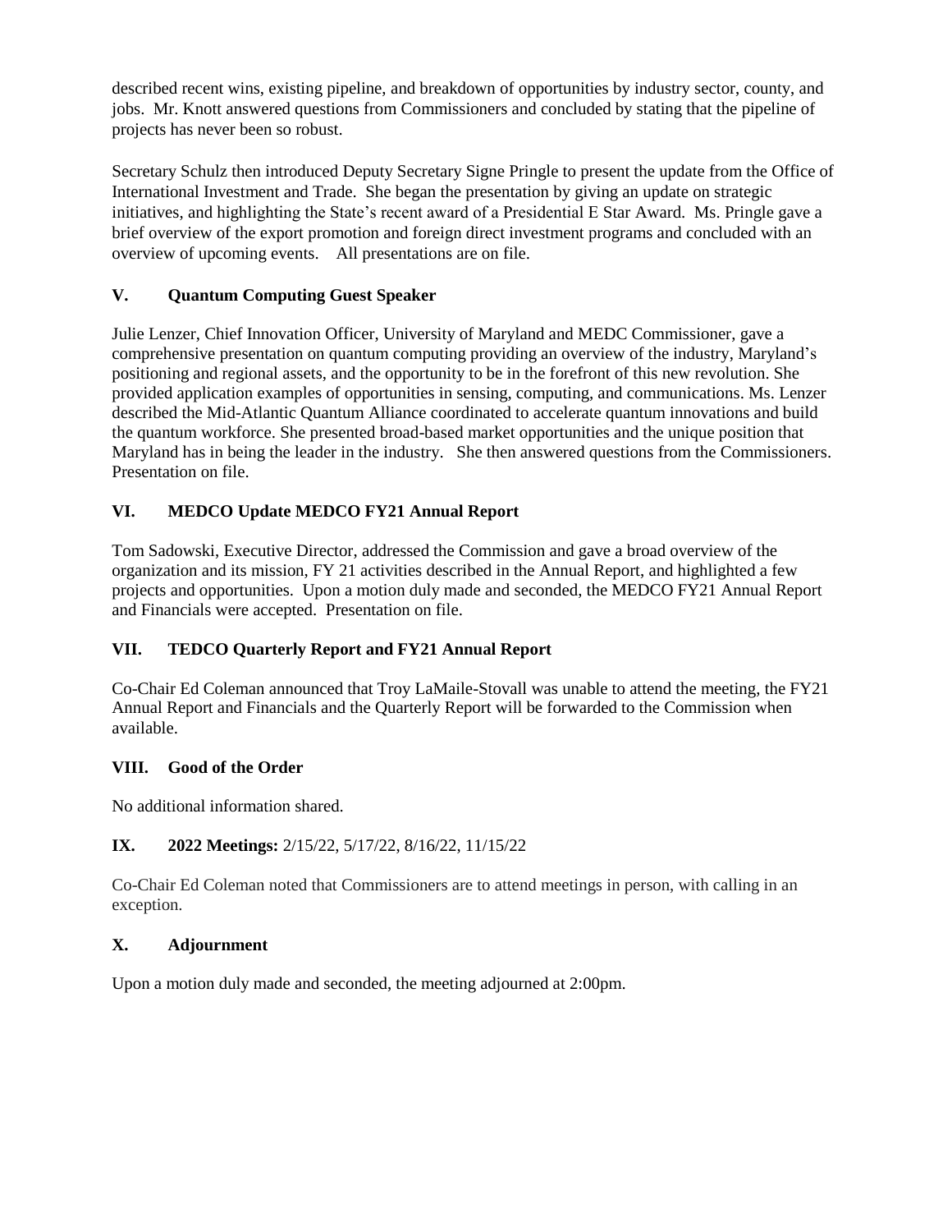described recent wins, existing pipeline, and breakdown of opportunities by industry sector, county, and jobs. Mr. Knott answered questions from Commissioners and concluded by stating that the pipeline of projects has never been so robust.

Secretary Schulz then introduced Deputy Secretary Signe Pringle to present the update from the Office of International Investment and Trade. She began the presentation by giving an update on strategic initiatives, and highlighting the State's recent award of a Presidential E Star Award. Ms. Pringle gave a brief overview of the export promotion and foreign direct investment programs and concluded with an overview of upcoming events. All presentations are on file.

## V. Quantum Computing Guest Speaker

Julie Lenzer, Chief Innovation Officer, University of Maryland and MEDC Commissioner, gave a comprehensive presentation on quantum computing providing an overview of the industry, Maryland's positioning and regional assets, and the opportunity to be in the forefront of this new revolution. She provided application examples of opportunities in sensing, computing, and communications. Ms. Lenzer described the Mid-Atlantic Quantum Alliance coordinated to accelerate quantum innovations and build the quantum workforce. She presented broad-based market opportunities and the unique position that Maryland has in being the leader in the industry. She then answered questions from the Commissioners. Presentation on file.

## VI. MEDCO Update MEDCO FY21 Annual Report

Tom Sadowski, Executive Director, addressed the Commission and gave a broad overview of the organization and its mission, FY 21 activities described in the Annual Report, and highlighted a few projects and opportunities. Upon a motion duly made and seconded, the MEDCO FY21 Annual Report and Financials were accepted. Presentation on file.

## VII. TEDCO Quarterly Report and FY21 Annual Report

Co-Chair Ed Coleman announced that Troy LaMaile-Stovall was unable to attend the meeting, the FY21 Annual Report and Financials and the Quarterly Report will be forwarded to the Commission when available.

## VIII. Good of the Order

No additional information shared.

## IX. 2022 Meetings: 2/15/22, 5/17/22, 8/16/22, 11/15/22

Co-Chair Ed Coleman noted that Commissioners are to attend meetings in person, with calling in an exception.

## X. Adjournment

Upon a motion duly made and seconded, the meeting adjourned at 2:00pm.